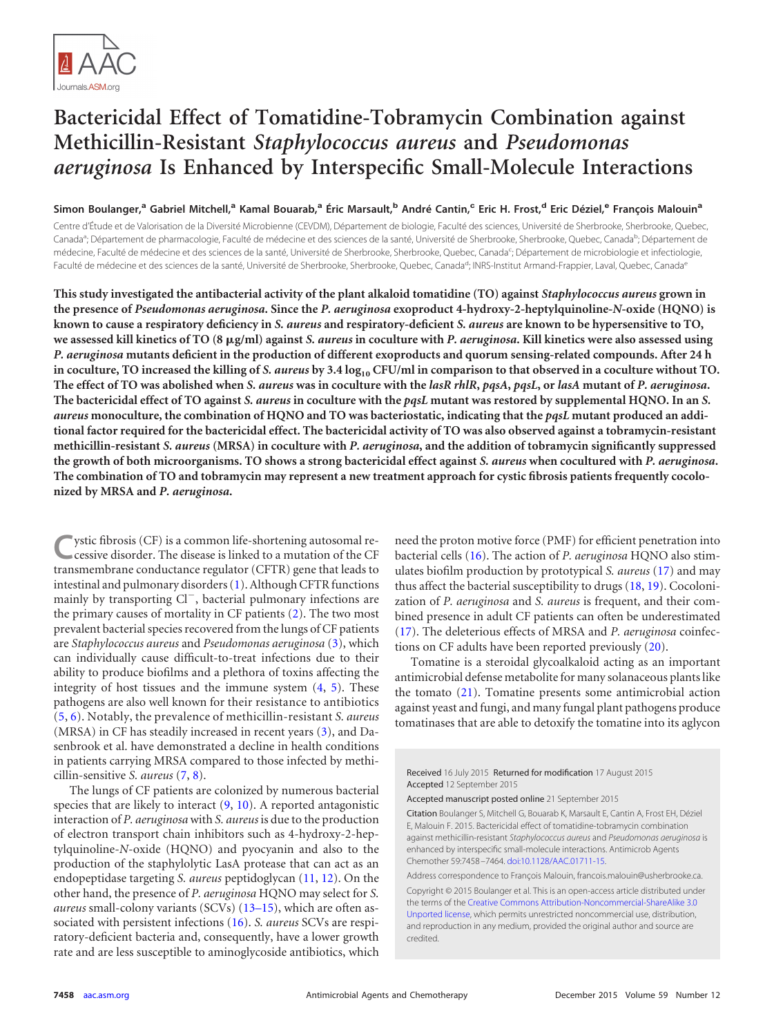# Bactericidal Effect of Tomatidine-Tobramycin Combination against Methicillin-Resistant *Staphylococcus aureus* and *Pseudomonas aeruginosa* Is Enhanced by Interspecific Small-Molecule Interactions

**Simon Boulanger,[a] Gabriel Mitchell,[a] Kamal Bouarab,[a] Éric Marsault,[b] André Cantin,[c] Eric H. Frost,[d] Eric Déziel,[e] François Malouin[a]**

Centre d'Étude et de Valorisation de la Diversité Microbienne (CEVDM), Département de biologie, Faculté des sciences, Université de Sherbrooke, Sherbrooke, Quebec, Canada[a]; Département de pharmacologie, Faculté de médecine et des sciences de la santé, Université de Sherbrooke, Sherbrooke, Quebec, Canada[b]; Département de médecine, Faculté de médecine et des sciences de la santé, Université de Sherbrooke, Sherbrooke, Quebec, Canada[c]; Département de microbiologie et infectiologie, Faculté de médecine et des sciences de la santé, Université de Sherbrooke, Sherbrooke, Quebec, Canada[d]; INRS-Institut Armand-Frappier, Laval, Quebec, Canada[e]

**This study investigated the antibacterial activity of the plant alkaloid tomatidine (TO) against *Staphylococcus aureus* grown in the presence of *Pseudomonas aeruginosa*. Since the *P. aeruginosa* exoproduct 4-hydroxy-2-heptylquinoline-*N*-oxide (HQNO) is known to cause a respiratory deficiency in *S. aureus* and respiratory-deficient *S. aureus* are known to be hypersensitive to TO, we assessed kill kinetics of TO (8 μg/ml) against *S. aureus* in coculture with *P. aeruginosa*. Kill kinetics were also assessed using *P. aeruginosa* mutants deficient in the production of different exoproducts and quorum sensing-related compounds. After 24 h in coculture, TO increased the killing of *S. aureus* by 3.4 $\log_{10}$ CFU/ml in comparison to that observed in a coculture without TO. The effect of TO was abolished when *S. aureus* was in coculture with the *lasR rhlR*, *pqsA*, *pqsL*, or *lasA* mutant of *P. aeruginosa*. The bactericidal effect of TO against *S. aureus* in coculture with the *pqsL* mutant was restored by supplemental HQNO. In an *S. aureus* monoculture, the combination of HQNO and TO was bacteriostatic, indicating that the *pqsL* mutant produced an additional factor required for the bactericidal effect. The bactericidal activity of TO was also observed against a tobramycin-resistant methicillin-resistant *S. aureus* (MRSA) in coculture with *P. aeruginosa*, and the addition of tobramycin significantly suppressed the growth of both microorganisms. TO shows a strong bactericidal effect against *S. aureus* when cocultured with *P. aeruginosa*. The combination of TO and tobramycin may represent a new treatment approach for cystic fibrosis patients frequently cocolonized by MRSA and *P. aeruginosa*.**

Cystic fibrosis (CF) is a common life-shortening autosomal recessive disorder. The disease is linked to a mutation of the CF transmembrane conductance regulator (CFTR) gene that leads to intestinal and pulmonary disorders (1). Although CFTR functions mainly by transporting $Cl^-$, bacterial pulmonary infections are the primary causes of mortality in CF patients (2). The two most prevalent bacterial species recovered from the lungs of CF patients are *Staphylococcus aureus* and *Pseudomonas aeruginosa* (3), which can individually cause difficult-to-treat infections due to their ability to produce biofilms and a plethora of toxins affecting the integrity of host tissues and the immune system (4, 5). These pathogens are also well known for their resistance to antibiotics (5, 6). Notably, the prevalence of methicillin-resistant *S. aureus* (MRSA) in CF has steadily increased in recent years (3), and Dasenbrook et al. have demonstrated a decline in health conditions in patients carrying MRSA compared to those infected by methicillin-sensitive *S. aureus* (7, 8).

The lungs of CF patients are colonized by numerous bacterial species that are likely to interact (9, 10). A reported antagonistic interaction of *P. aeruginosa* with *S. aureus* is due to the production of electron transport chain inhibitors such as 4-hydroxy-2-heptylquinoline-*N*-oxide (HQNO) and pyocyanin and also to the production of the staphylolytic LasA protease that can act as an endopeptidase targeting *S. aureus* peptidoglycan (11, 12). On the other hand, the presence of *P. aeruginosa* HQNO may select for *S. aureus* small-colony variants (SCVs) (13–15), which are often associated with persistent infections (16). *S. aureus* SCVs are respiratory-deficient bacteria and, consequently, have a lower growth rate and are less susceptible to aminoglycoside antibiotics, which need the proton motive force (PMF) for efficient penetration into bacterial cells (16). The action of *P. aeruginosa* HQNO also stimulates biofilm production by prototypical *S. aureus* (17) and may thus affect the bacterial susceptibility to drugs (18, 19). Cocolonization of *P. aeruginosa* and *S. aureus* is frequent, and their combined presence in adult CF patients can often be underestimated (17). The deleterious effects of MRSA and *P. aeruginosa* coinfections on CF adults have been reported previously (20).

Tomatine is a steroidal glycoalkaloid acting as an important antimicrobial defense metabolite for many solanaceous plants like the tomato (21). Tomatine presents some antimicrobial action against yeast and fungi, and many fungal plant pathogens produce tomatinases that are able to detoxify the tomatine into its aglycon

Received 16 July 2015 Returned for modification 17 August 2015 Accepted 12 September 2015

Accepted manuscript posted online 21 September 2015

Citation Boulanger S, Mitchell G, Bouarab K, Marsault E, Cantin A, Frost EH, Déziel E, Malouin F. 2015. Bactericidal effect of tomatidine-tobramycin combination against methicillin-resistant *Staphylococcus aureus* and *Pseudomonas aeruginosa* is enhanced by interspecific small-molecule interactions. Antimicrob Agents Chemother 59:7458–7464. doi:10.1128/AAC.01711-15.

Address correspondence to François Malouin, francois.malouin@usherbrooke.ca.

Copyright © 2015 Boulanger et al. This is an open-access article distributed under the terms of the Creative Commons Attribution-Noncommercial-ShareAlike 3.0 Unported license, which permits unrestricted noncommercial use, distribution, and reproduction in any medium, provided the original author and source are credited.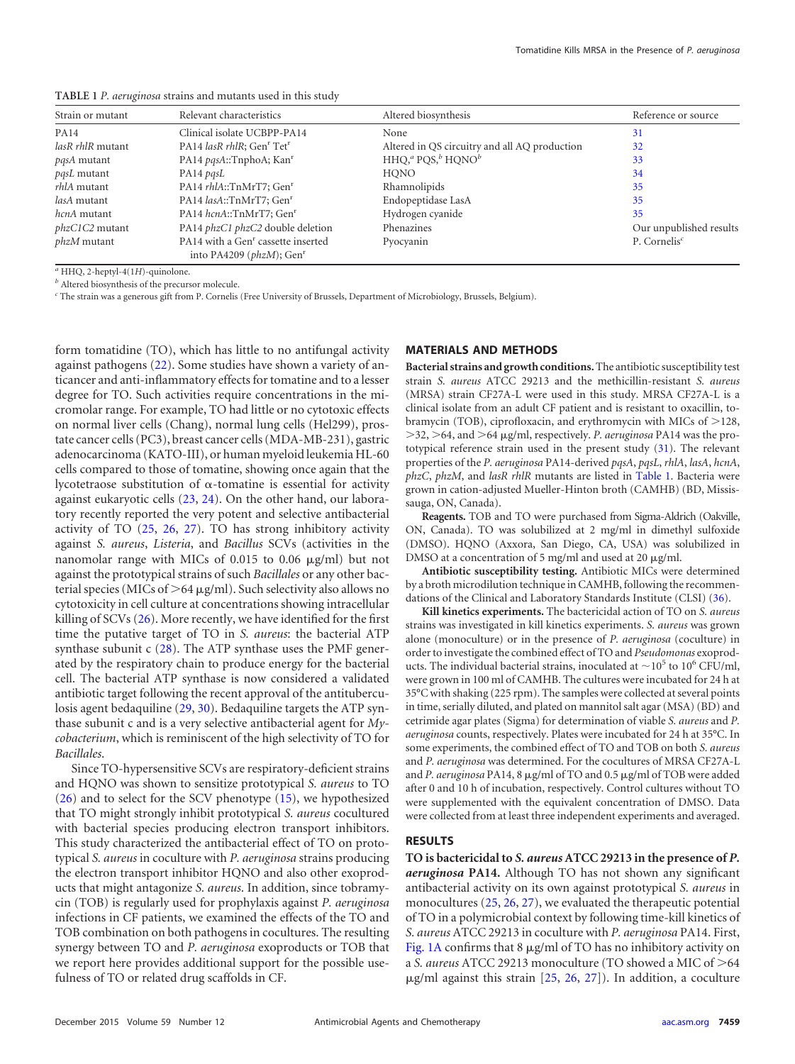**TABLE 1** *P. aeruginosa* strains and mutants used in this study

| Strain or mutant | Relevant characteristics | Altered biosynthesis | Reference or source |
|---|---|---|---|
| PA14 | Clinical isolate UCBPP-PA14 | None | 31 |
| *lasR rhlR* mutant | PA14 *lasR rhlR*; Gen$^r$ Tet$^r$ | Altered in QS circuitry and all AQ production | 32 |
| *pqsA* mutant | PA14 *pqsA*::TnphoA; Kan$^r$ | HHQ,[a] PQS,[b] HQNO[b] | 33 |
| *pqsL* mutant | PA14 *pqsL* | HQNO | 34 |
| *rhlA* mutant | PA14 *rhlA*::TnMrT7; Gen$^r$ | Rhamnolipids | 35 |
| *lasA* mutant | PA14 *lasA*::TnMrT7; Gen$^r$ | Endopeptidase LasA | 35 |
| *hcnA* mutant | PA14 *hcnA*::TnMrT7; Gen$^r$ | Hydrogen cyanide | 35 |
| *phzC1C2* mutant | PA14 *phzC1 phzC2* double deletion | Phenazines | Our unpublished results |
| *phzM* mutant | PA14 with a Gen$^r$ cassette inserted into PA4209 (*phzM*); Gen$^r$ | Pyocyanin | P. Cornelis[c] |

[a] HHQ, 2-heptyl-4(1*H*)-quinolone.
[b] Altered biosynthesis of the precursor molecule.
[c] The strain was a generous gift from P. Cornelis (Free University of Brussels, Department of Microbiology, Brussels, Belgium).

form tomatidine (TO), which has little to no antifungal activity against pathogens (22). Some studies have shown a variety of anticancer and anti-inflammatory effects for tomatine and to a lesser degree for TO. Such activities require concentrations in the micromolar range. For example, TO had little or no cytotoxic effects on normal liver cells (Chang), normal lung cells (Hel299), prostate cancer cells (PC3), breast cancer cells (MDA-MB-231), gastric adenocarcinoma (KATO-III), or human myeloid leukemia HL-60 cells compared to those of tomatine, showing once again that the lycotetraose substitution of α-tomatine is essential for activity against eukaryotic cells (23, 24). On the other hand, our laboratory recently reported the very potent and selective antibacterial activity of TO (25, 26, 27). TO has strong inhibitory activity against *S. aureus*, *Listeria*, and *Bacillus* SCVs (activities in the nanomolar range with MICs of 0.015 to 0.06 μg/ml) but not against the prototypical strains of such *Bacillales* or any other bacterial species (MICs of >64 μg/ml). Such selectivity also allows no cytotoxicity in cell culture at concentrations showing intracellular killing of SCVs (26). More recently, we have identified for the first time the putative target of TO in *S. aureus*: the bacterial ATP synthase subunit c (28). The ATP synthase uses the PMF generated by the respiratory chain to produce energy for the bacterial cell. The bacterial ATP synthase is now considered a validated antibiotic target following the recent approval of the antituberculosis agent bedaquiline (29, 30). Bedaquiline targets the ATP synthase subunit c and is a very selective antibacterial agent for *Mycobacterium*, which is reminiscent of the high selectivity of TO for *Bacillales*.

Since TO-hypersensitive SCVs are respiratory-deficient strains and HQNO was shown to sensitize prototypical *S. aureus* to TO (26) and to select for the SCV phenotype (15), we hypothesized that TO might strongly inhibit prototypical *S. aureus* cocultured with bacterial species producing electron transport inhibitors. This study characterized the antibacterial effect of TO on prototypical *S. aureus* in coculture with *P. aeruginosa* strains producing the electron transport inhibitor HQNO and also other exoproducts that might antagonize *S. aureus*. In addition, since tobramycin (TOB) is regularly used for prophylaxis against *P. aeruginosa* infections in CF patients, we examined the effects of the TO and TOB combination on both pathogens in cocultures. The resulting synergy between TO and *P. aeruginosa* exoproducts or TOB that we report here provides additional support for the possible usefulness of TO or related drug scaffolds in CF.

## MATERIALS AND METHODS

**Bacterial strains and growth conditions.** The antibiotic susceptibility test strain *S. aureus* ATCC 29213 and the methicillin-resistant *S. aureus* (MRSA) strain CF27A-L were used in this study. MRSA CF27A-L is a clinical isolate from an adult CF patient and is resistant to oxacillin, tobramycin (TOB), ciprofloxacin, and erythromycin with MICs of >128, >32, >64, and >64 μg/ml, respectively. *P. aeruginosa* PA14 was the prototypical reference strain used in the present study (31). The relevant properties of the *P. aeruginosa* PA14-derived *pqsA*, *pqsL*, *rhlA*, *lasA*, *hcnA*, *phzC*, *phzM*, and *lasR rhlR* mutants are listed in Table 1. Bacteria were grown in cation-adjusted Mueller-Hinton broth (CAMHB) (BD, Mississauga, ON, Canada).

**Reagents.** TOB and TO were purchased from Sigma-Aldrich (Oakville, ON, Canada). TO was solubilized at 2 mg/ml in dimethyl sulfoxide (DMSO). HQNO (Axxora, San Diego, CA, USA) was solubilized in DMSO at a concentration of 5 mg/ml and used at 20 μg/ml.

**Antibiotic susceptibility testing.** Antibiotic MICs were determined by a broth microdilution technique in CAMHB, following the recommendations of the Clinical and Laboratory Standards Institute (CLSI) (36).

**Kill kinetics experiments.** The bactericidal action of TO on *S. aureus* strains was investigated in kill kinetics experiments. *S. aureus* was grown alone (monoculture) or in the presence of *P. aeruginosa* (coculture) in order to investigate the combined effect of TO and *Pseudomonas* exoproducts. The individual bacterial strains, inoculated at ~$10^5$ to $10^6$ CFU/ml, were grown in 100 ml of CAMHB. The cultures were incubated for 24 h at 35°C with shaking (225 rpm). The samples were collected at several points in time, serially diluted, and plated on mannitol salt agar (MSA) (BD) and cetrimide agar plates (Sigma) for determination of viable *S. aureus* and *P. aeruginosa* counts, respectively. Plates were incubated for 24 h at 35°C. In some experiments, the combined effect of TO and TOB on both *S. aureus* and *P. aeruginosa* was determined. For the cocultures of MRSA CF27A-L and *P. aeruginosa* PA14, 8 μg/ml of TO and 0.5 μg/ml of TOB were added after 0 and 10 h of incubation, respectively. Control cultures without TO were supplemented with the equivalent concentration of DMSO. Data were collected from at least three independent experiments and averaged.

## RESULTS

**TO is bactericidal to *S. aureus* ATCC 29213 in the presence of *P. aeruginosa* PA14.** Although TO has not shown any significant antibacterial activity on its own against prototypical *S. aureus* in monocultures (25, 26, 27), we evaluated the therapeutic potential of TO in a polymicrobial context by following time-kill kinetics of *S. aureus* ATCC 29213 in coculture with *P. aeruginosa* PA14. First, Fig. 1A confirms that 8 μg/ml of TO has no inhibitory activity on a *S. aureus* ATCC 29213 monoculture (TO showed a MIC of >64 μg/ml against this strain [25, 26, 27]). In addition, a coculture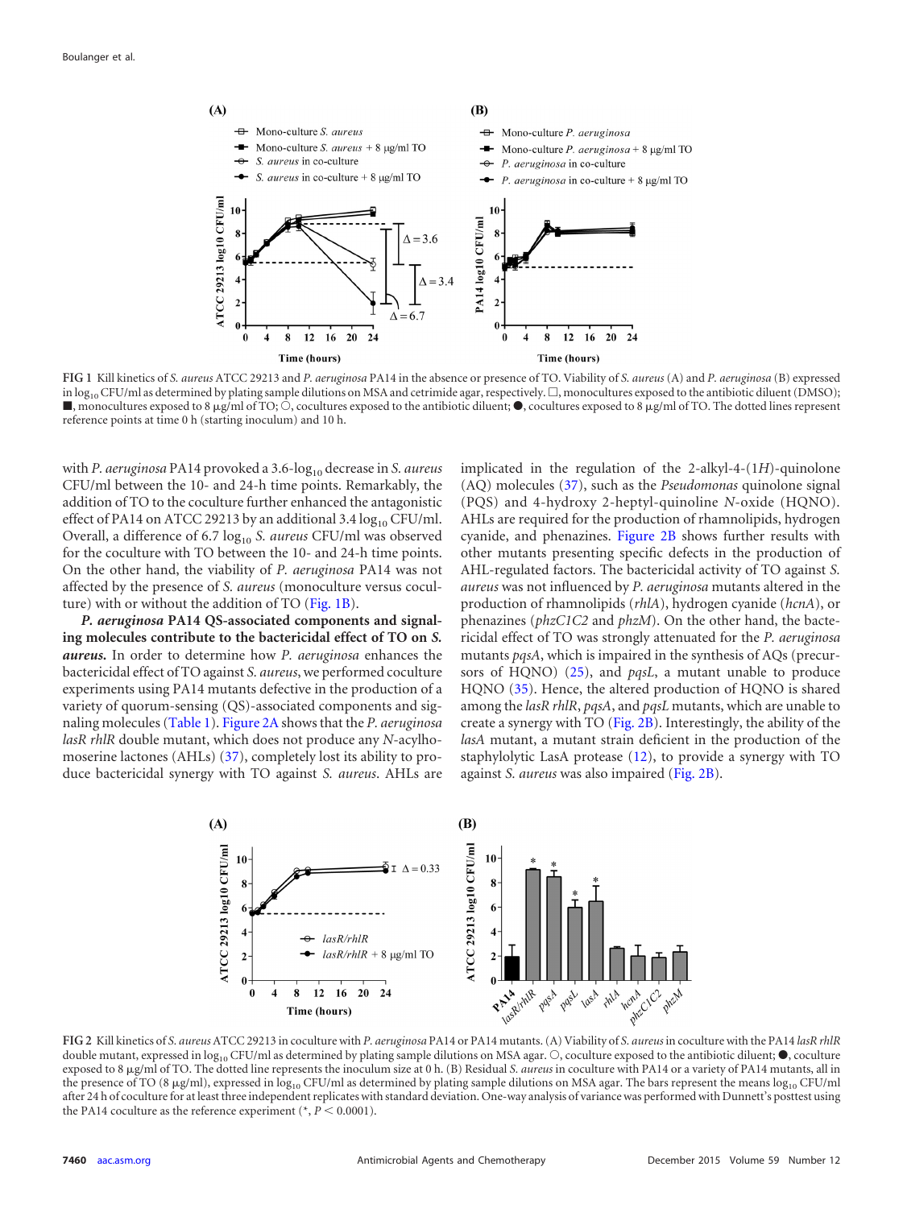FIG 1 Kill kinetics of *S. aureus* ATCC 29213 and *P. aeruginosa* PA14 in the absence or presence of TO. Viability of *S. aureus* (A) and *P. aeruginosa* (B) expressed in $\log_{10}$ CFU/ml as determined by plating sample dilutions on MSA and cetrimide agar, respectively. □, monocultures exposed to the antibiotic diluent (DMSO); ■, monocultures exposed to 8 μg/ml of TO; ○, cocultures exposed to the antibiotic diluent; ●, cocultures exposed to 8 μg/ml of TO. The dotted lines represent reference points at time 0 h (starting inoculum) and 10 h.

with *P. aeruginosa* PA14 provoked a 3.6-$\log_{10}$ decrease in *S. aureus* CFU/ml between the 10- and 24-h time points. Remarkably, the addition of TO to the coculture further enhanced the antagonistic effect of PA14 on ATCC 29213 by an additional 3.4 $\log_{10}$ CFU/ml. Overall, a difference of 6.7 $\log_{10}$ *S. aureus* CFU/ml was observed for the coculture with TO between the 10- and 24-h time points. On the other hand, the viability of *P. aeruginosa* PA14 was not affected by the presence of *S. aureus* (monoculture versus coculture) with or without the addition of TO (Fig. 1B).

***P. aeruginosa* PA14 QS-associated components and signaling molecules contribute to the bactericidal effect of TO on *S. aureus*.** In order to determine how *P. aeruginosa* enhances the bactericidal effect of TO against *S. aureus*, we performed coculture experiments using PA14 mutants defective in the production of a variety of quorum-sensing (QS)-associated components and signaling molecules (Table 1). Figure 2A shows that the *P. aeruginosa lasR rhlR* double mutant, which does not produce any *N*-acylhomoserine lactones (AHLs) (37), completely lost its ability to produce bactericidal synergy with TO against *S. aureus*. AHLs are implicated in the regulation of the 2-alkyl-4-(1*H*)-quinolone (AQ) molecules (37), such as the *Pseudomonas* quinolone signal (PQS) and 4-hydroxy 2-heptyl-quinoline *N*-oxide (HQNO). AHLs are required for the production of rhamnolipids, hydrogen cyanide, and phenazines. Figure 2B shows further results with other mutants presenting specific defects in the production of AHL-regulated factors. The bactericidal activity of TO against *S. aureus* was not influenced by *P. aeruginosa* mutants altered in the production of rhamnolipids (*rhlA*), hydrogen cyanide (*hcnA*), or phenazines (*phzC1C2* and *phzM*). On the other hand, the bactericidal effect of TO was strongly attenuated for the *P. aeruginosa* mutants *pqsA*, which is impaired in the synthesis of AQs (precursors of HQNO) (25), and *pqsL*, a mutant unable to produce HQNO (35). Hence, the altered production of HQNO is shared among the *lasR rhlR*, *pqsA*, and *pqsL* mutants, which are unable to create a synergy with TO (Fig. 2B). Interestingly, the ability of the *lasA* mutant, a mutant strain deficient in the production of the staphylolytic LasA protease (12), to provide a synergy with TO against *S. aureus* was also impaired (Fig. 2B).

FIG 2 Kill kinetics of *S. aureus* ATCC 29213 in coculture with *P. aeruginosa* PA14 or PA14 mutants. (A) Viability of *S. aureus* in coculture with the PA14 *lasR rhlR* double mutant, expressed in $\log_{10}$ CFU/ml as determined by plating sample dilutions on MSA agar. ○, coculture exposed to the antibiotic diluent; ●, coculture exposed to 8 μg/ml of TO. The dotted line represents the inoculum size at 0 h. (B) Residual *S. aureus* in coculture with PA14 or a variety of PA14 mutants, all in the presence of TO (8 μg/ml), expressed in $\log_{10}$ CFU/ml as determined by plating sample dilutions on MSA agar. The bars represent the means $\log_{10}$ CFU/ml after 24 h of coculture for at least three independent replicates with standard deviation. One-way analysis of variance was performed with Dunnett's posttest using the PA14 coculture as the reference experiment (*, $P < 0.0001$).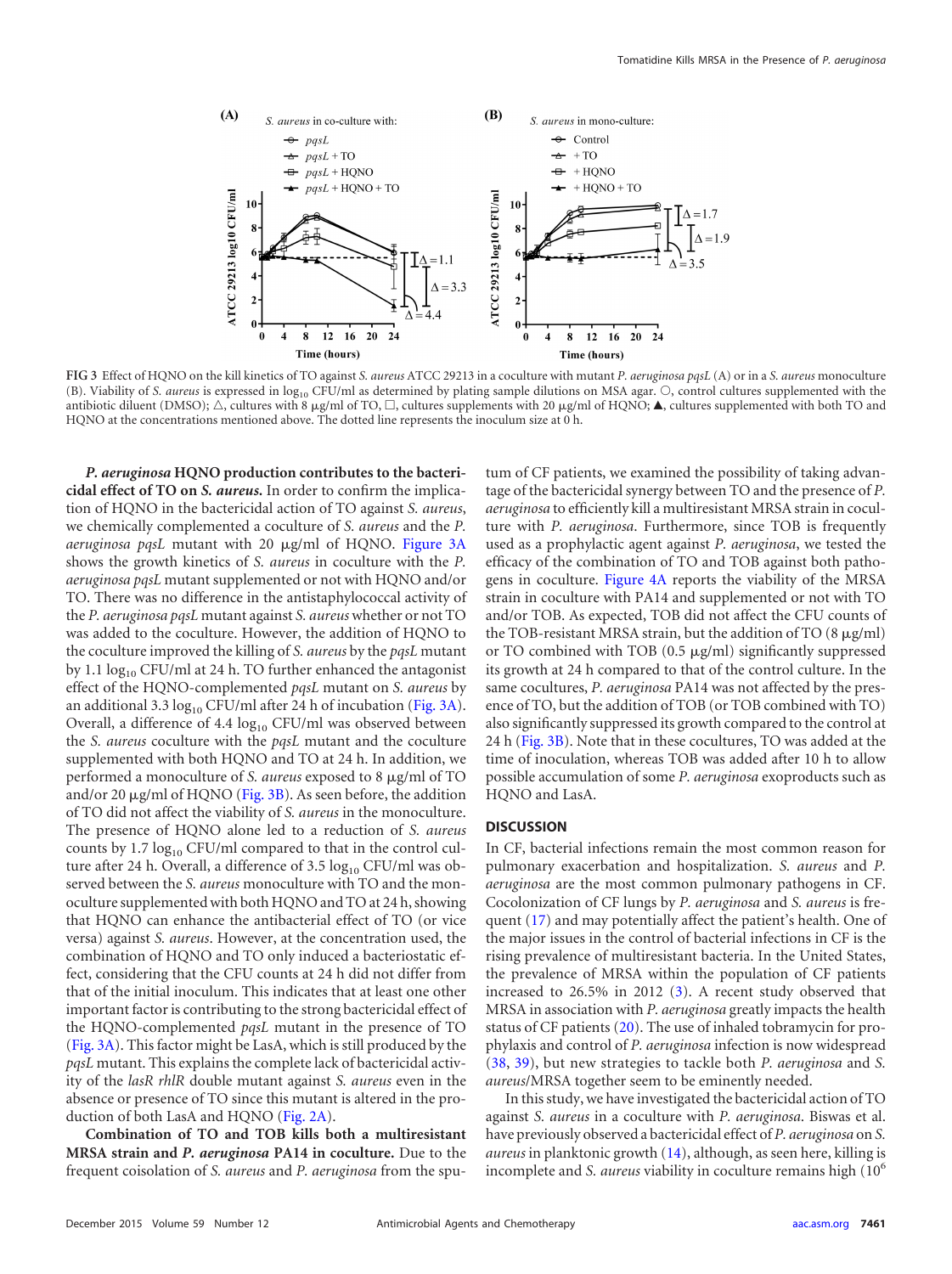FIG 3 Effect of HQNO on the kill kinetics of TO against *S. aureus* ATCC 29213 in a coculture with mutant *P. aeruginosa pqsL* (A) or in a *S. aureus* monoculture (B). Viability of *S. aureus* is expressed in $\log_{10}$ CFU/ml as determined by plating sample dilutions on MSA agar. ○, control cultures supplemented with the antibiotic diluent (DMSO); △, cultures with 8 μg/ml of TO, □, cultures supplements with 20 μg/ml of HQNO; ▲, cultures supplemented with both TO and HQNO at the concentrations mentioned above. The dotted line represents the inoculum size at 0 h.

***P. aeruginosa* HQNO production contributes to the bactericidal effect of TO on *S. aureus*.** In order to confirm the implication of HQNO in the bactericidal action of TO against *S. aureus*, we chemically complemented a coculture of *S. aureus* and the *P. aeruginosa pqsL* mutant with 20 μg/ml of HQNO. Figure 3A shows the growth kinetics of *S. aureus* in coculture with the *P. aeruginosa pqsL* mutant supplemented or not with HQNO and/or TO. There was no difference in the antistaphylococcal activity of the *P. aeruginosa pqsL* mutant against *S. aureus* whether or not TO was added to the coculture. However, the addition of HQNO to the coculture improved the killing of *S. aureus* by the *pqsL* mutant by 1.1 $\log_{10}$ CFU/ml at 24 h. TO further enhanced the antagonist effect of the HQNO-complemented *pqsL* mutant on *S. aureus* by an additional 3.3 $\log_{10}$ CFU/ml after 24 h of incubation (Fig. 3A). Overall, a difference of 4.4 $\log_{10}$ CFU/ml was observed between the *S. aureus* coculture with the *pqsL* mutant and the coculture supplemented with both HQNO and TO at 24 h. In addition, we performed a monoculture of *S. aureus* exposed to 8 μg/ml of TO and/or 20 μg/ml of HQNO (Fig. 3B). As seen before, the addition of TO did not affect the viability of *S. aureus* in the monoculture. The presence of HQNO alone led to a reduction of *S. aureus* counts by 1.7 $\log_{10}$ CFU/ml compared to that in the control culture after 24 h. Overall, a difference of 3.5 $\log_{10}$ CFU/ml was observed between the *S. aureus* monoculture with TO and the monoculture supplemented with both HQNO and TO at 24 h, showing that HQNO can enhance the antibacterial effect of TO (or vice versa) against *S. aureus*. However, at the concentration used, the combination of HQNO and TO only induced a bacteriostatic effect, considering that the CFU counts at 24 h did not differ from that of the initial inoculum. This indicates that at least one other important factor is contributing to the strong bactericidal effect of the HQNO-complemented *pqsL* mutant in the presence of TO (Fig. 3A). This factor might be LasA, which is still produced by the *pqsL* mutant. This explains the complete lack of bactericidal activity of the *lasR rhlR* double mutant against *S. aureus* even in the absence or presence of TO since this mutant is altered in the production of both LasA and HQNO (Fig. 2A).

**Combination of TO and TOB kills both a multiresistant MRSA strain and *P. aeruginosa* PA14 in coculture.** Due to the frequent coisolation of *S. aureus* and *P. aeruginosa* from the sputum of CF patients, we examined the possibility of taking advantage of the bactericidal synergy between TO and the presence of *P. aeruginosa* to efficiently kill a multiresistant MRSA strain in coculture with *P. aeruginosa*. Furthermore, since TOB is frequently used as a prophylactic agent against *P. aeruginosa*, we tested the efficacy of the combination of TO and TOB against both pathogens in coculture. Figure 4A reports the viability of the MRSA strain in coculture with PA14 and supplemented or not with TO and/or TOB. As expected, TOB did not affect the CFU counts of the TOB-resistant MRSA strain, but the addition of TO (8 μg/ml) or TO combined with TOB (0.5 μg/ml) significantly suppressed its growth at 24 h compared to that of the control culture. In the same cocultures, *P. aeruginosa* PA14 was not affected by the presence of TO, but the addition of TOB (or TOB combined with TO) also significantly suppressed its growth compared to the control at 24 h (Fig. 3B). Note that in these cocultures, TO was added at the time of inoculation, whereas TOB was added after 10 h to allow possible accumulation of some *P. aeruginosa* exoproducts such as HQNO and LasA.

## DISCUSSION

In CF, bacterial infections remain the most common reason for pulmonary exacerbation and hospitalization. *S. aureus* and *P. aeruginosa* are the most common pulmonary pathogens in CF. Cocolonization of CF lungs by *P. aeruginosa* and *S. aureus* is frequent (17) and may potentially affect the patient's health. One of the major issues in the control of bacterial infections in CF is the rising prevalence of multiresistant bacteria. In the United States, the prevalence of MRSA within the population of CF patients increased to 26.5% in 2012 (3). A recent study observed that MRSA in association with *P. aeruginosa* greatly impacts the health status of CF patients (20). The use of inhaled tobramycin for prophylaxis and control of *P. aeruginosa* infection is now widespread (38, 39), but new strategies to tackle both *P. aeruginosa* and *S. aureus*/MRSA together seem to be eminently needed.

In this study, we have investigated the bactericidal action of TO against *S. aureus* in a coculture with *P. aeruginosa*. Biswas et al. have previously observed a bactericidal effect of *P. aeruginosa* on *S. aureus* in planktonic growth (14), although, as seen here, killing is incomplete and *S. aureus* viability in coculture remains high ($10^6$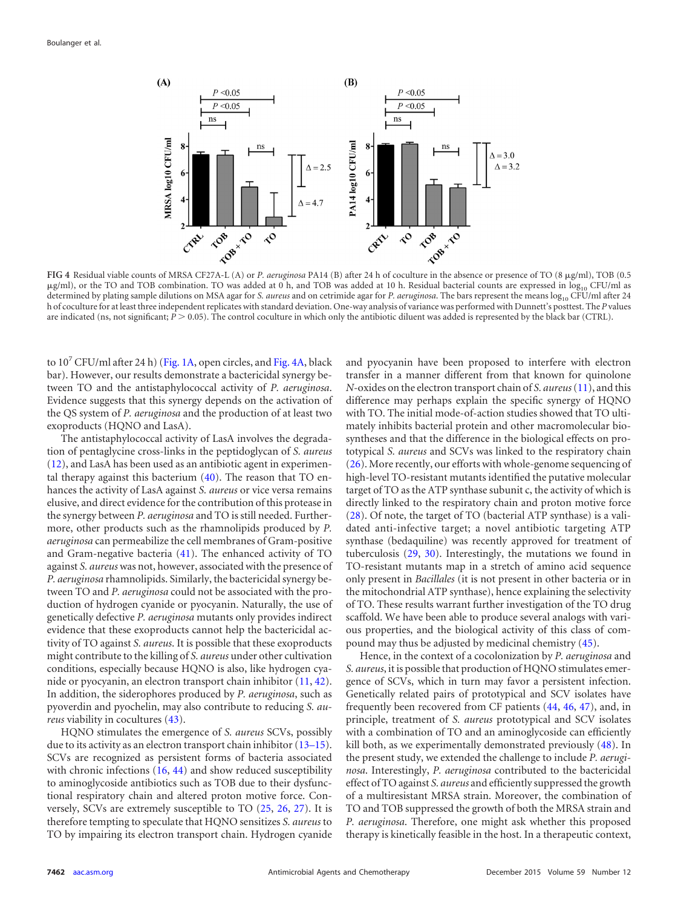FIG 4 Residual viable counts of MRSA CF27A-L (A) or *P. aeruginosa* PA14 (B) after 24 h of coculture in the absence or presence of TO (8 μg/ml), TOB (0.5 μg/ml), or the TO and TOB combination. TO was added at 0 h, and TOB was added at 10 h. Residual bacterial counts are expressed in $\log_{10}$ CFU/ml as determined by plating sample dilutions on MSA agar for *S. aureus* and on cetrimide agar for *P. aeruginosa*. The bars represent the means $\log_{10}$ CFU/ml after 24 h of coculture for at least three independent replicates with standard deviation. One-way analysis of variance was performed with Dunnett's posttest. The *P* values are indicated (ns, not significant; $P > 0.05$). The control coculture in which only the antibiotic diluent was added is represented by the black bar (CTRL).

to $10^7$ CFU/ml after 24 h) (Fig. 1A, open circles, and Fig. 4A, black bar). However, our results demonstrate a bactericidal synergy between TO and the antistaphylococcal activity of *P. aeruginosa*. Evidence suggests that this synergy depends on the activation of the QS system of *P. aeruginosa* and the production of at least two exoproducts (HQNO and LasA).

The antistaphylococcal activity of LasA involves the degradation of pentaglycine cross-links in the peptidoglycan of *S. aureus* (12), and LasA has been used as an antibiotic agent in experimental therapy against this bacterium (40). The reason that TO enhances the activity of LasA against *S. aureus* or vice versa remains elusive, and direct evidence for the contribution of this protease in the synergy between *P. aeruginosa* and TO is still needed. Furthermore, other products such as the rhamnolipids produced by *P. aeruginosa* can permeabilize the cell membranes of Gram-positive and Gram-negative bacteria (41). The enhanced activity of TO against *S. aureus* was not, however, associated with the presence of *P. aeruginosa* rhamnolipids. Similarly, the bactericidal synergy between TO and *P. aeruginosa* could not be associated with the production of hydrogen cyanide or pyocyanin. Naturally, the use of genetically defective *P. aeruginosa* mutants only provides indirect evidence that these exoproducts cannot help the bactericidal activity of TO against *S. aureus*. It is possible that these exoproducts might contribute to the killing of *S. aureus* under other cultivation conditions, especially because HQNO is also, like hydrogen cyanide or pyocyanin, an electron transport chain inhibitor (11, 42). In addition, the siderophores produced by *P. aeruginosa*, such as pyoverdin and pyochelin, may also contribute to reducing *S. aureus* viability in cocultures (43).

HQNO stimulates the emergence of *S. aureus* SCVs, possibly due to its activity as an electron transport chain inhibitor (13–15). SCVs are recognized as persistent forms of bacteria associated with chronic infections (16, 44) and show reduced susceptibility to aminoglycoside antibiotics such as TOB due to their dysfunctional respiratory chain and altered proton motive force. Conversely, SCVs are extremely susceptible to TO (25, 26, 27). It is therefore tempting to speculate that HQNO sensitizes *S. aureus* to TO by impairing its electron transport chain. Hydrogen cyanide and pyocyanin have been proposed to interfere with electron transfer in a manner different from that known for quinolone *N*-oxides on the electron transport chain of *S. aureus* (11), and this difference may perhaps explain the specific synergy of HQNO with TO. The initial mode-of-action studies showed that TO ultimately inhibits bacterial protein and other macromolecular biosyntheses and that the difference in the biological effects on prototypical *S. aureus* and SCVs was linked to the respiratory chain (26). More recently, our efforts with whole-genome sequencing of high-level TO-resistant mutants identified the putative molecular target of TO as the ATP synthase subunit c, the activity of which is directly linked to the respiratory chain and proton motive force (28). Of note, the target of TO (bacterial ATP synthase) is a validated anti-infective target; a novel antibiotic targeting ATP synthase (bedaquiline) was recently approved for treatment of tuberculosis (29, 30). Interestingly, the mutations we found in TO-resistant mutants map in a stretch of amino acid sequence only present in *Bacillales* (it is not present in other bacteria or in the mitochondrial ATP synthase), hence explaining the selectivity of TO. These results warrant further investigation of the TO drug scaffold. We have been able to produce several analogs with various properties, and the biological activity of this class of compound may thus be adjusted by medicinal chemistry (45).

Hence, in the context of a cocolonization by *P. aeruginosa* and *S. aureus*, it is possible that production of HQNO stimulates emergence of SCVs, which in turn may favor a persistent infection. Genetically related pairs of prototypical and SCV isolates have frequently been recovered from CF patients (44, 46, 47), and, in principle, treatment of *S. aureus* prototypical and SCV isolates with a combination of TO and an aminoglycoside can efficiently kill both, as we experimentally demonstrated previously (48). In the present study, we extended the challenge to include *P. aeruginosa*. Interestingly, *P. aeruginosa* contributed to the bactericidal effect of TO against *S. aureus* and efficiently suppressed the growth of a multiresistant MRSA strain. Moreover, the combination of TO and TOB suppressed the growth of both the MRSA strain and *P. aeruginosa*. Therefore, one might ask whether this proposed therapy is kinetically feasible in the host. In a therapeutic context,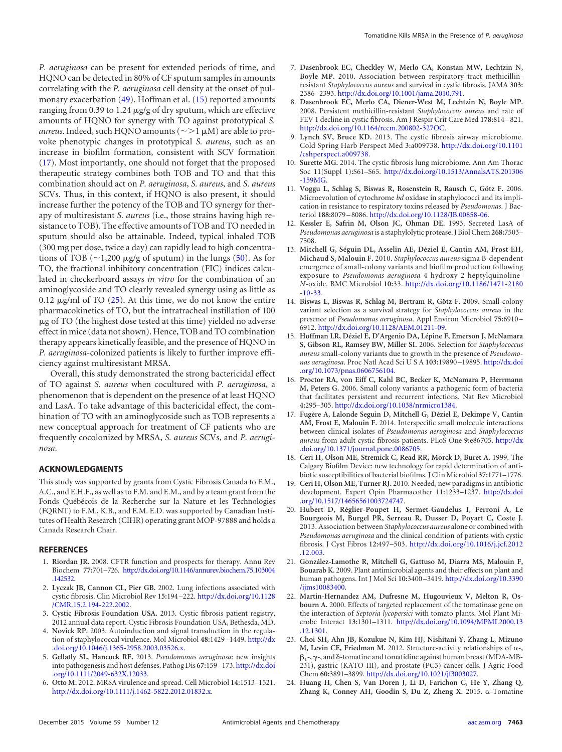*P. aeruginosa* can be present for extended periods of time, and HQNO can be detected in 80% of CF sputum samples in amounts correlating with the *P. aeruginosa* cell density at the onset of pulmonary exacerbation (49). Hoffman et al. (15) reported amounts ranging from 0.39 to 1.24 μg/g of dry sputum, which are effective amounts of HQNO for synergy with TO against prototypical *S. aureus*. Indeed, such HQNO amounts (~>1 μM) are able to provoke phenotypic changes in prototypical *S. aureus*, such as an increase in biofilm formation, consistent with SCV formation (17). Most importantly, one should not forget that the proposed therapeutic strategy combines both TOB and TO and that this combination should act on *P. aeruginosa*, *S. aureus*, and *S. aureus* SCVs. Thus, in this context, if HQNO is also present, it should increase further the potency of the TOB and TO synergy for therapy of multiresistant *S. aureus* (i.e., those strains having high resistance to TOB). The effective amounts of TOB and TO needed in sputum should also be attainable. Indeed, typical inhaled TOB (300 mg per dose, twice a day) can rapidly lead to high concentrations of TOB (~1,200 μg/g of sputum) in the lungs (50). As for TO, the fractional inhibitory concentration (FIC) indices calculated in checkerboard assays *in vitro* for the combination of an aminoglycoside and TO clearly revealed synergy using as little as 0.12 μg/ml of TO (25). At this time, we do not know the entire pharmacokinetics of TO, but the intratracheal instillation of 100 μg of TO (the highest dose tested at this time) yielded no adverse effect in mice (data not shown). Hence, TOB and TO combination therapy appears kinetically feasible, and the presence of HQNO in *P. aeruginosa*-colonized patients is likely to further improve efficiency against multiresistant MRSA.

Overall, this study demonstrated the strong bactericidal effect of TO against *S. aureus* when cocultured with *P. aeruginosa*, a phenomenon that is dependent on the presence of at least HQNO and LasA. To take advantage of this bactericidal effect, the combination of TO with an aminoglycoside such as TOB represents a new conceptual approach for treatment of CF patients who are frequently cocolonized by MRSA, *S. aureus* SCVs, and *P. aeruginosa*.

## ACKNOWLEDGMENTS

This study was supported by grants from Cystic Fibrosis Canada to F.M., A.C., and E.H.F., as well as to F.M. and E.M., and by a team grant from the Fonds Québécois de la Recherche sur la Nature et les Technologies (FQRNT) to F.M., K.B., and E.M. E.D. was supported by Canadian Institutes of Health Research (CIHR) operating grant MOP-97888 and holds a Canada Research Chair.

## REFERENCES

1. **Riordan JR.** 2008. CFTR function and prospects for therapy. Annu Rev Biochem **77:**701–726. http://dx.doi.org/10.1146/annurev.biochem.75.103004.142532.
2. **Lyczak JB, Cannon CL, Pier GB.** 2002. Lung infections associated with cystic fibrosis. Clin Microbiol Rev **15:**194–222. http://dx.doi.org/10.1128/CMR.15.2.194-222.2002.
3. **Cystic Fibrosis Foundation USA.** 2013. Cystic fibrosis patient registry, 2012 annual data report. Cystic Fibrosis Foundation USA, Bethesda, MD.
4. **Novick RP.** 2003. Autoinduction and signal transduction in the regulation of staphylococcal virulence. Mol Microbiol **48:**1429–1449. http://dx.doi.org/10.1046/j.1365-2958.2003.03526.x.
5. **Gellatly SL, Hancock RE.** 2013. *Pseudomonas aeruginosa*: new insights into pathogenesis and host defenses. Pathog Dis **67:**159–173. http://dx.doi.org/10.1111/2049-632X.12033.
6. **Otto M.** 2012. MRSA virulence and spread. Cell Microbiol **14:**1513–1521. http://dx.doi.org/10.1111/j.1462-5822.2012.01832.x.
7. **Dasenbrook EC, Checkley W, Merlo CA, Konstan MW, Lechtzin N, Boyle MP.** 2010. Association between respiratory tract methicillin-resistant *Staphylococcus aureus* and survival in cystic fibrosis. JAMA **303:**2386–2393. http://dx.doi.org/10.1001/jama.2010.791.
8. **Dasenbrook EC, Merlo CA, Diener-West M, Lechtzin N, Boyle MP.** 2008. Persistent methicillin-resistant *Staphylococcus aureus* and rate of FEV 1 decline in cystic fibrosis. Am J Respir Crit Care Med **178:**814–821. http://dx.doi.org/10.1164/rccm.200802-327OC.
9. **Lynch SV, Bruce KD.** 2013. The cystic fibrosis airway microbiome. Cold Spring Harb Perspect Med **3:**a009738. http://dx.doi.org/10.1101/cshperspect.a009738.
10. **Surette MG.** 2014. The cystic fibrosis lung microbiome. Ann Am Thorac Soc **11**(Suppl 1)**:**S61–S65. http://dx.doi.org/10.1513/AnnalsATS.201306-159MG.
11. **Voggu L, Schlag S, Biswas R, Rosenstein R, Rausch C, Götz F.** 2006. Microevolution of cytochrome *bd* oxidase in staphylococci and its implication in resistance to respiratory toxins released by *Pseudomonas*. J Bacteriol **188:**8079–8086. http://dx.doi.org/10.1128/JB.00858-06.
12. **Kessler E, Safrin M, Olson JC, Ohman DE.** 1993. Secreted LasA of *Pseudomonas aeruginosa* is a staphylolytic protease. J Biol Chem **268:**7503–7508.
13. **Mitchell G, Séguin DL, Asselin AE, Déziel E, Cantin AM, Frost EH, Michaud S, Malouin F.** 2010. *Staphylococcus aureus* sigma B-dependent emergence of small-colony variants and biofilm production following exposure to *Pseudomonas aeruginosa* 4-hydroxy-2-heptylquinoline-*N*-oxide. BMC Microbiol **10:**33. http://dx.doi.org/10.1186/1471-2180-10-33.
14. **Biswas L, Biswas R, Schlag M, Bertram R, Götz F.** 2009. Small-colony variant selection as a survival strategy for *Staphylococcus aureus* in the presence of *Pseudomonas aeruginosa*. Appl Environ Microbiol **75:**6910–6912. http://dx.doi.org/10.1128/AEM.01211-09.
15. **Hoffman LR, Déziel E, D'Argenio DA, Lépine F, Emerson J, McNamara S, Gibson RL, Ramsey BW, Miller SI.** 2006. Selection for *Staphylococcus aureus* small-colony variants due to growth in the presence of *Pseudomonas aeruginosa*. Proc Natl Acad Sci U S A **103:**19890–19895. http://dx.doi.org/10.1073/pnas.0606756104.
16. **Proctor RA, von Eiff C, Kahl BC, Becker K, McNamara P, Herrmann M, Peters G.** 2006. Small colony variants: a pathogenic form of bacteria that facilitates persistent and recurrent infections. Nat Rev Microbiol **4:**295–305. http://dx.doi.org/10.1038/nrmicro1384.
17. **Fugère A, Lalonde Seguin D, Mitchell G, Déziel E, Dekimpe V, Cantin AM, Frost E, Malouin F.** 2014. Interspecific small molecule interactions between clinical isolates of *Pseudomonas aeruginosa* and *Staphylococcus aureus* from adult cystic fibrosis patients. PLoS One **9:**e86705. http://dx.doi.org/10.1371/journal.pone.0086705.
18. **Ceri H, Olson ME, Stremick C, Read RR, Morck D, Buret A.** 1999. The Calgary Biofilm Device: new technology for rapid determination of antibiotic susceptibilities of bacterial biofilms. J Clin Microbiol **37:**1771–1776.
19. **Ceri H, Olson ME, Turner RJ.** 2010. Needed, new paradigms in antibiotic development. Expert Opin Pharmacother **11:**1233–1237. http://dx.doi.org/10.1517/14656561003724747.
20. **Hubert D, Réglier-Poupet H, Sermet-Gaudelus I, Ferroni A, Le Bourgeois M, Burgel PR, Serreau R, Dusser D, Poyart C, Coste J.** 2013. Association between *Staphylococcus aureus* alone or combined with *Pseudomonas aeruginosa* and the clinical condition of patients with cystic fibrosis. J Cyst Fibros **12:**497–503. http://dx.doi.org/10.1016/j.jcf.2012.12.003.
21. **González-Lamothe R, Mitchell G, Gattuso M, Diarra MS, Malouin F, Bouarab K.** 2009. Plant antimicrobial agents and their effects on plant and human pathogens. Int J Mol Sci **10:**3400–3419. http://dx.doi.org/10.3390/ijms10083400.
22. **Martin-Hernandez AM, Dufresne M, Hugouvieux V, Melton R, Osbourn A.** 2000. Effects of targeted replacement of the tomatinase gene on the interaction of *Septoria lycopersici* with tomato plants. Mol Plant Microbe Interact **13:**1301–1311. http://dx.doi.org/10.1094/MPMI.2000.13.12.1301.
23. **Choi SH, Ahn JB, Kozukue N, Kim HJ, Nishitani Y, Zhang L, Mizuno M, Levin CE, Friedman M.** 2012. Structure-activity relationships of α-, $\beta_1$-, γ-, and δ-tomatine and tomatidine against human breast (MDA-MB-231), gastric (KATO-III), and prostate (PC3) cancer cells. J Agric Food Chem **60:**3891–3899. http://dx.doi.org/10.1021/jf3003027.
24. **Huang H, Chen S, Van Doren J, Li D, Farichon C, He Y, Zhang Q, Zhang K, Conney AH, Goodin S, Du Z, Zheng X.** 2015. α-Tomatine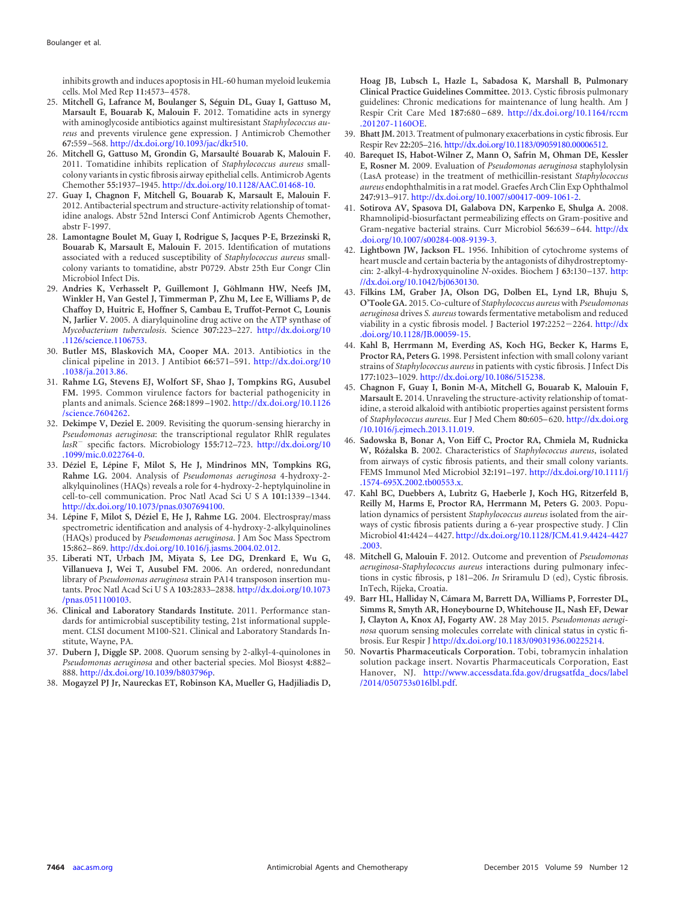inhibits growth and induces apoptosis in HL-60 human myeloid leukemia cells. Mol Med Rep 11:4573–4578.

25. **Mitchell G, Lafrance M, Boulanger S, Séguin DL, Guay I, Gattuso M, Marsault E, Bouarab K, Malouin F.** 2012. Tomatidine acts in synergy with aminoglycoside antibiotics against multiresistant *Staphylococcus aureus* and prevents virulence gene expression. J Antimicrob Chemother **67:**559–568. http://dx.doi.org/10.1093/jac/dkr510.
26. **Mitchell G, Gattuso M, Grondin G, Marsaulté Bouarab K, Malouin F.** 2011. Tomatidine inhibits replication of *Staphylococcus aureus* small-colony variants in cystic fibrosis airway epithelial cells. Antimicrob Agents Chemother **55:**1937–1945. http://dx.doi.org/10.1128/AAC.01468-10.
27. **Guay I, Chagnon F, Mitchell G, Bouarab K, Marsault E, Malouin F.** 2012. Antibacterial spectrum and structure-activity relationship of tomatidine analogs. Abstr 52nd Intersci Conf Antimicrob Agents Chemother, abstr F-1997.
28. **Lamontagne Boulet M, Guay I, Rodrigue S, Jacques P-E, Brzezinski R, Bouarab K, Marsault E, Malouin F.** 2015. Identification of mutations associated with a reduced susceptibility of *Staphylococcus aureus* small-colony variants to tomatidine, abstr P0729. Abstr 25th Eur Congr Clin Microbiol Infect Dis.
29. **Andries K, Verhasselt P, Guillemont J, Göhlmann HW, Neefs JM, Winkler H, Van Gestel J, Timmerman P, Zhu M, Lee E, Williams P, de Chaffoy D, Huitric E, Hoffner S, Cambau E, Truffot-Pernot C, Lounis N, Jarlier V.** 2005. A diarylquinoline drug active on the ATP synthase of *Mycobacterium tuberculosis*. Science **307:**223–227. http://dx.doi.org/10.1126/science.1106753.
30. **Butler MS, Blaskovich MA, Cooper MA.** 2013. Antibiotics in the clinical pipeline in 2013. J Antibiot **66:**571–591. http://dx.doi.org/10.1038/ja.2013.86.
31. **Rahme LG, Stevens EJ, Wolfort SF, Shao J, Tompkins RG, Ausubel FM.** 1995. Common virulence factors for bacterial pathogenicity in plants and animals. Science **268:**1899–1902. http://dx.doi.org/10.1126/science.7604262.
32. **Dekimpe V, Deziel E.** 2009. Revisiting the quorum-sensing hierarchy in *Pseudomonas aeruginosa*: the transcriptional regulator RhlR regulates *lasR*$^{-}$ specific factors. Microbiology **155:**712–723. http://dx.doi.org/10.1099/mic.0.022764-0.
33. **Déziel E, Lépine F, Milot S, He J, Mindrinos MN, Tompkins RG, Rahme LG.** 2004. Analysis of *Pseudomonas aeruginosa* 4-hydroxy-2-alkylquinolines (HAQs) reveals a role for 4-hydroxy-2-heptylquinoline in cell-to-cell communication. Proc Natl Acad Sci U S A **101:**1339–1344. http://dx.doi.org/10.1073/pnas.0307694100.
34. **Lépine F, Milot S, Déziel E, He J, Rahme LG.** 2004. Electrospray/mass spectrometric identification and analysis of 4-hydroxy-2-alkylquinolines (HAQs) produced by *Pseudomonas aeruginosa*. J Am Soc Mass Spectrom **15:**862–869. http://dx.doi.org/10.1016/j.jasms.2004.02.012.
35. **Liberati NT, Urbach JM, Miyata S, Lee DG, Drenkard E, Wu G, Villanueva J, Wei T, Ausubel FM.** 2006. An ordered, nonredundant library of *Pseudomonas aeruginosa* strain PA14 transposon insertion mutants. Proc Natl Acad Sci U S A **103:**2833–2838. http://dx.doi.org/10.1073/pnas.0511100103.
36. **Clinical and Laboratory Standards Institute.** 2011. Performance standards for antimicrobial susceptibility testing, 21st informational supplement. CLSI document M100-S21. Clinical and Laboratory Standards Institute, Wayne, PA.
37. **Dubern J, Diggle SP.** 2008. Quorum sensing by 2-alkyl-4-quinolones in *Pseudomonas aeruginosa* and other bacterial species. Mol Biosyst **4:**882–888. http://dx.doi.org/10.1039/b803796p.
38. **Mogayzel PJ Jr, Naureckas ET, Robinson KA, Mueller G, Hadjiliadis D, Hoag JB, Lubsch L, Hazle L, Sabadosa K, Marshall B, Pulmonary Clinical Practice Guidelines Committee.** 2013. Cystic fibrosis pulmonary guidelines: Chronic medications for maintenance of lung health. Am J Respir Crit Care Med **187:**680–689. http://dx.doi.org/10.1164/rccm.201207-1160OE.
39. **Bhatt JM.** 2013. Treatment of pulmonary exacerbations in cystic fibrosis. Eur Respir Rev **22:**205–216. http://dx.doi.org/10.1183/09059180.00006512.
40. **Barequet IS, Habot-Wilner Z, Mann O, Safrin M, Ohman DE, Kessler E, Rosner M.** 2009. Evaluation of *Pseudomonas aeruginosa* staphylolysin (LasA protease) in the treatment of methicillin-resistant *Staphylococcus aureus* endophthalmitis in a rat model. Graefes Arch Clin Exp Ophthalmol **247:**913–917. http://dx.doi.org/10.1007/s00417-009-1061-2.
41. **Sotirova AV, Spasova DI, Galabova DN, Karpenko E, Shulga A.** 2008. Rhamnolipid-biosurfactant permeabilizing effects on Gram-positive and Gram-negative bacterial strains. Curr Microbiol **56:**639–644. http://dx.doi.org/10.1007/s00284-008-9139-3.
42. **Lightbown JW, Jackson FL.** 1956. Inhibition of cytochrome systems of heart muscle and certain bacteria by the antagonists of dihydrostreptomycin: 2-alkyl-4-hydroxyquinoline *N*-oxides. Biochem J **63:**130–137. http://dx.doi.org/10.1042/bj0630130.
43. **Filkins LM, Graber JA, Olson DG, Dolben EL, Lynd LR, Bhuju S, O'Toole GA.** 2015. Co-culture of *Staphylococcus aureus* with *Pseudomonas aeruginosa* drives *S. aureus* towards fermentative metabolism and reduced viability in a cystic fibrosis model. J Bacteriol **197:**2252–2264. http://dx.doi.org/10.1128/JB.00059-15.
44. **Kahl B, Herrmann M, Everding AS, Koch HG, Becker K, Harms E, Proctor RA, Peters G.** 1998. Persistent infection with small colony variant strains of *Staphylococcus aureus* in patients with cystic fibrosis. J Infect Dis **177:**1023–1029. http://dx.doi.org/10.1086/515238.
45. **Chagnon F, Guay I, Bonin M-A, Mitchell G, Bouarab K, Malouin F, Marsault E.** 2014. Unraveling the structure-activity relationship of tomatidine, a steroid alkaloid with antibiotic properties against persistent forms of *Staphylococcus aureus*. Eur J Med Chem **80:**605–620. http://dx.doi.org/10.1016/j.ejmech.2013.11.019.
46. **Sadowska B, Bonar A, Von Eiff C, Proctor RA, Chmiela M, Rudnicka W, Różalska B.** 2002. Characteristics of *Staphylococcus aureus*, isolated from airways of cystic fibrosis patients, and their small colony variants. FEMS Immunol Med Microbiol **32:**191–197. http://dx.doi.org/10.1111/j.1574-695X.2002.tb00553.x.
47. **Kahl BC, Duebbers A, Lubritz G, Haeberle J, Koch HG, Ritzerfeld B, Reilly M, Harms E, Proctor RA, Herrmann M, Peters G.** 2003. Population dynamics of persistent *Staphylococcus aureus* isolated from the airways of cystic fibrosis patients during a 6-year prospective study. J Clin Microbiol **41:**4424–4427. http://dx.doi.org/10.1128/JCM.41.9.4424-4427.2003.
48. **Mitchell G, Malouin F.** 2012. Outcome and prevention of *Pseudomonas aeruginosa-Staphylococcus aureus* interactions during pulmonary infections in cystic fibrosis, p 181–206. *In* Sriramulu D (ed), Cystic fibrosis. InTech, Rijeka, Croatia.
49. **Barr HL, Halliday N, Cámara M, Barrett DA, Williams P, Forrester DL, Simms R, Smyth AR, Honeybourne D, Whitehouse JL, Nash EF, Dewar J, Clayton A, Knox AJ, Fogarty AW.** 28 May 2015. *Pseudomonas aeruginosa* quorum sensing molecules correlate with clinical status in cystic fibrosis. Eur Respir J http://dx.doi.org/10.1183/09031936.00225214.
50. **Novartis Pharmaceuticals Corporation.** Tobi, tobramycin inhalation solution package insert. Novartis Pharmaceuticals Corporation, East Hanover, NJ. http://www.accessdata.fda.gov/drugsatfda_docs/label/2014/050753s016lbl.pdf.